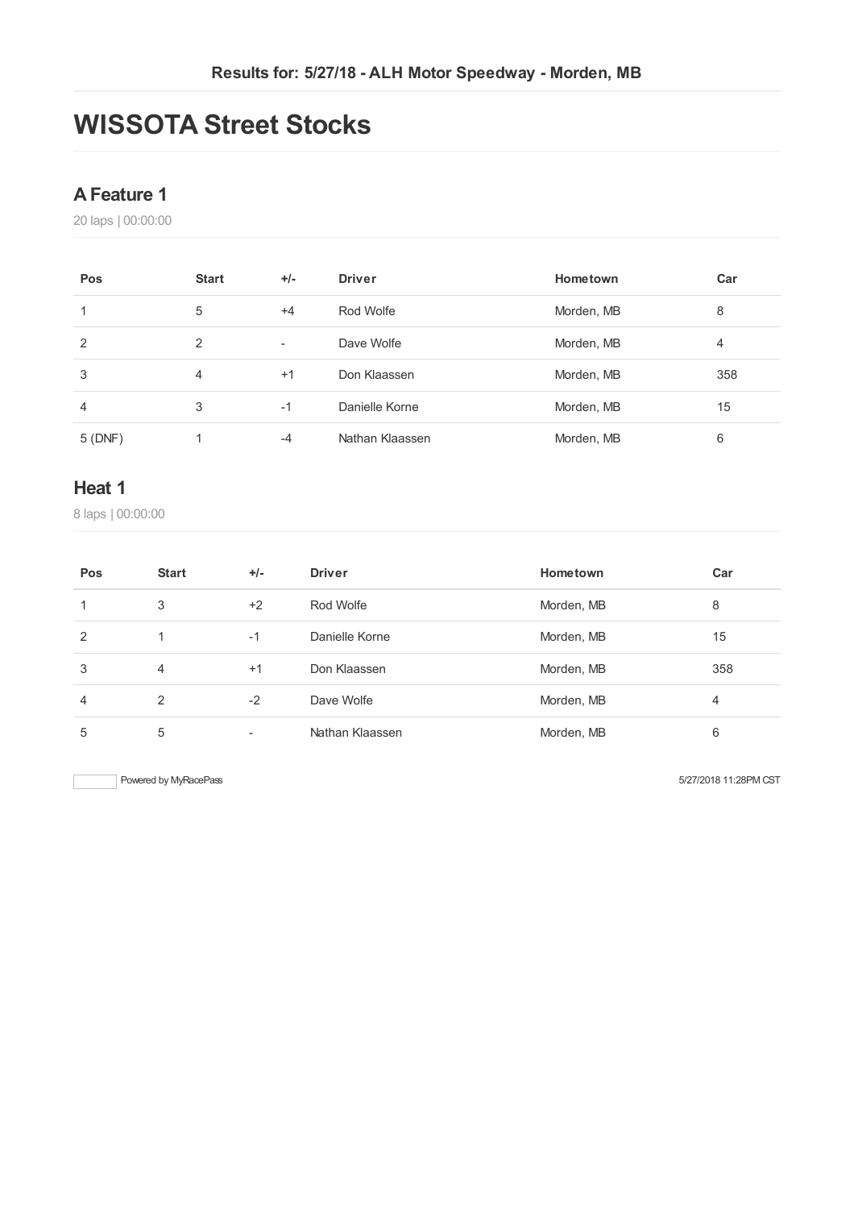**Results for: 5/27/18 - ALH Motor Speedway - Morden, MB**

# WISSOTA Street Stocks

## A Feature 1

20 laps | 00:00:00

| Pos | Start | +/- | Driver | Hometown | Car |
|---|---|---|---|---|---|
| 1 | 5 | +4 | Rod Wolfe | Morden, MB | 8 |
| 2 | 2 | - | Dave Wolfe | Morden, MB | 4 |
| 3 | 4 | +1 | Don Klaassen | Morden, MB | 358 |
| 4 | 3 | -1 | Danielle Korne | Morden, MB | 15 |
| 5 (DNF) | 1 | -4 | Nathan Klaassen | Morden, MB | 6 |

## Heat 1

8 laps | 00:00:00

| Pos | Start | +/- | Driver | Hometown | Car |
|---|---|---|---|---|---|
| 1 | 3 | +2 | Rod Wolfe | Morden, MB | 8 |
| 2 | 1 | -1 | Danielle Korne | Morden, MB | 15 |
| 3 | 4 | +1 | Don Klaassen | Morden, MB | 358 |
| 4 | 2 | -2 | Dave Wolfe | Morden, MB | 4 |
| 5 | 5 | - | Nathan Klaassen | Morden, MB | 6 |

Powered by MyRacePass

5/27/2018 11:28PM CST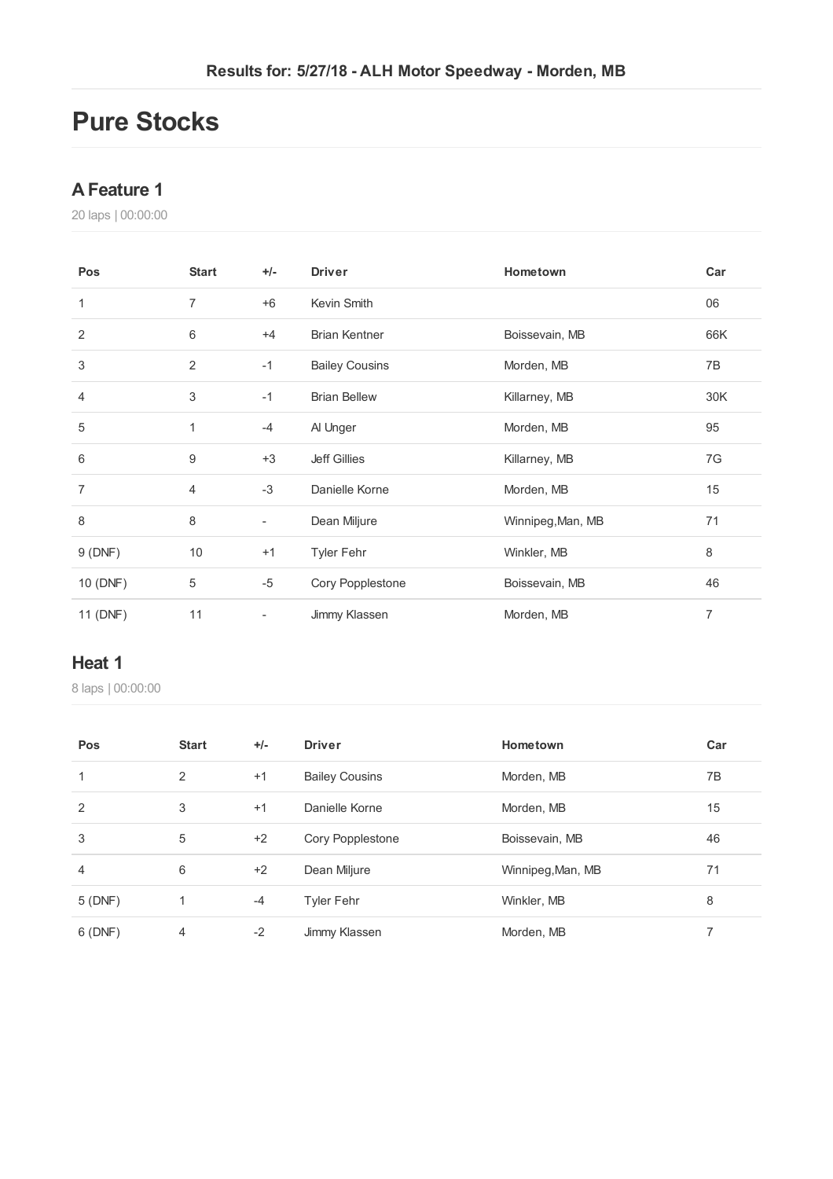Results for: 5/27/18 - ALH Motor Speedway - Morden, MB

# Pure Stocks

## A Feature 1

20 laps | 00:00:00

| Pos | Start | +/- | Driver | Hometown | Car |
|---|---|---|---|---|---|
| 1 | 7 | +6 | Kevin Smith | | 06 |
| 2 | 6 | +4 | Brian Kentner | Boissevain, MB | 66K |
| 3 | 2 | -1 | Bailey Cousins | Morden, MB | 7B |
| 4 | 3 | -1 | Brian Bellew | Killarney, MB | 30K |
| 5 | 1 | -4 | Al Unger | Morden, MB | 95 |
| 6 | 9 | +3 | Jeff Gillies | Killarney, MB | 7G |
| 7 | 4 | -3 | Danielle Korne | Morden, MB | 15 |
| 8 | 8 | - | Dean Miljure | Winnipeg,Man, MB | 71 |
| 9 (DNF) | 10 | +1 | Tyler Fehr | Winkler, MB | 8 |
| 10 (DNF) | 5 | -5 | Cory Popplestone | Boissevain, MB | 46 |
| 11 (DNF) | 11 | - | Jimmy Klassen | Morden, MB | 7 |

## Heat 1

8 laps | 00:00:00

| Pos | Start | +/- | Driver | Hometown | Car |
|---|---|---|---|---|---|
| 1 | 2 | +1 | Bailey Cousins | Morden, MB | 7B |
| 2 | 3 | +1 | Danielle Korne | Morden, MB | 15 |
| 3 | 5 | +2 | Cory Popplestone | Boissevain, MB | 46 |
| 4 | 6 | +2 | Dean Miljure | Winnipeg,Man, MB | 71 |
| 5 (DNF) | 1 | -4 | Tyler Fehr | Winkler, MB | 8 |
| 6 (DNF) | 4 | -2 | Jimmy Klassen | Morden, MB | 7 |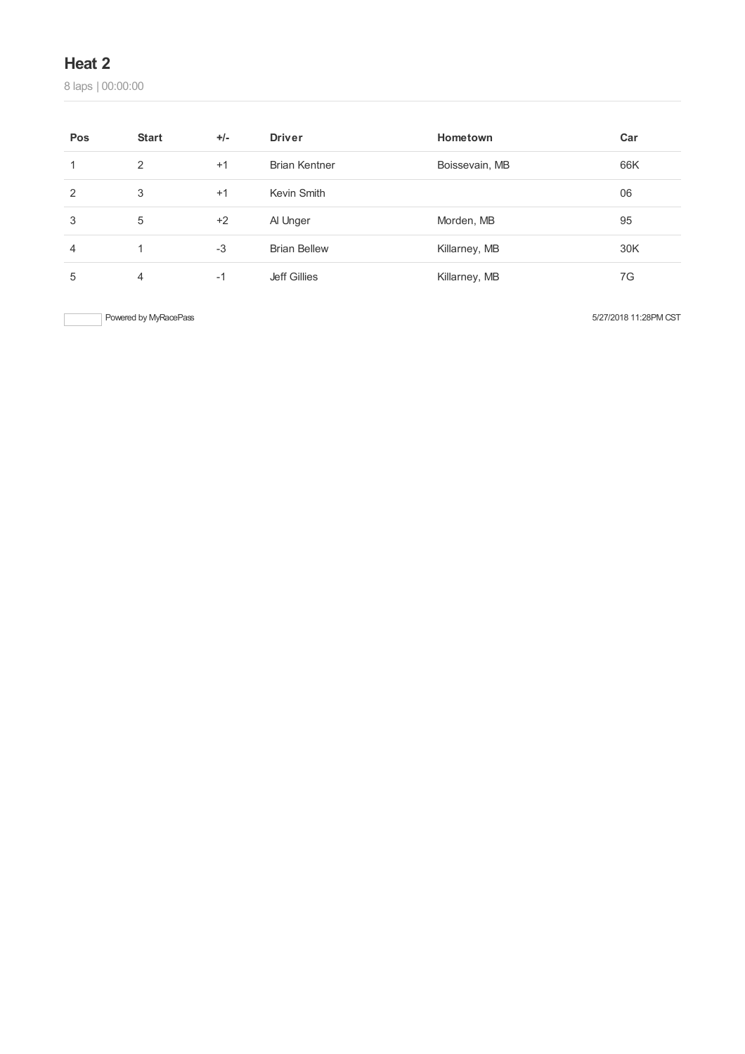## Heat 2

8 laps | 00:00:00

| Pos | Start | +/- | Driver | Hometown | Car |
| --- | --- | --- | --- | --- | --- |
| 1 | 2 | +1 | Brian Kentner | Boissevain, MB | 66K |
| 2 | 3 | +1 | Kevin Smith | | 06 |
| 3 | 5 | +2 | Al Unger | Morden, MB | 95 |
| 4 | 1 | -3 | Brian Bellew | Killarney, MB | 30K |
| 5 | 4 | -1 | Jeff Gillies | Killarney, MB | 7G |

Powered by MyRacePass

5/27/2018 11:28PM CST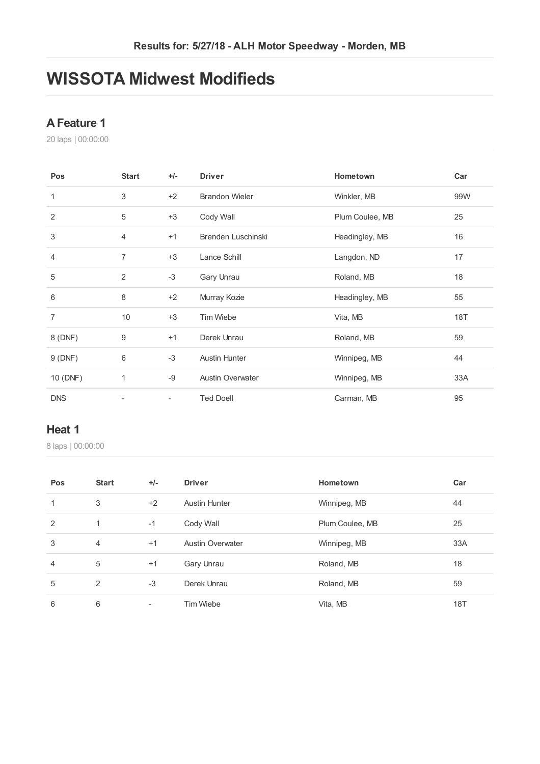Results for: 5/27/18 - ALH Motor Speedway - Morden, MB

# WISSOTA Midwest Modifieds

## A Feature 1

20 laps | 00:00:00

| Pos | Start | +/- | Driver | Hometown | Car |
|---|---|---|---|---|---|
| 1 | 3 | +2 | Brandon Wieler | Winkler, MB | 99W |
| 2 | 5 | +3 | Cody Wall | Plum Coulee, MB | 25 |
| 3 | 4 | +1 | Brenden Luschinski | Headingley, MB | 16 |
| 4 | 7 | +3 | Lance Schill | Langdon, ND | 17 |
| 5 | 2 | -3 | Gary Unrau | Roland, MB | 18 |
| 6 | 8 | +2 | Murray Kozie | Headingley, MB | 55 |
| 7 | 10 | +3 | Tim Wiebe | Vita, MB | 18T |
| 8 (DNF) | 9 | +1 | Derek Unrau | Roland, MB | 59 |
| 9 (DNF) | 6 | -3 | Austin Hunter | Winnipeg, MB | 44 |
| 10 (DNF) | 1 | -9 | Austin Overwater | Winnipeg, MB | 33A |
| DNS | - | - | Ted Doell | Carman, MB | 95 |

## Heat 1

8 laps | 00:00:00

| Pos | Start | +/- | Driver | Hometown | Car |
|---|---|---|---|---|---|
| 1 | 3 | +2 | Austin Hunter | Winnipeg, MB | 44 |
| 2 | 1 | -1 | Cody Wall | Plum Coulee, MB | 25 |
| 3 | 4 | +1 | Austin Overwater | Winnipeg, MB | 33A |
| 4 | 5 | +1 | Gary Unrau | Roland, MB | 18 |
| 5 | 2 | -3 | Derek Unrau | Roland, MB | 59 |
| 6 | 6 | - | Tim Wiebe | Vita, MB | 18T |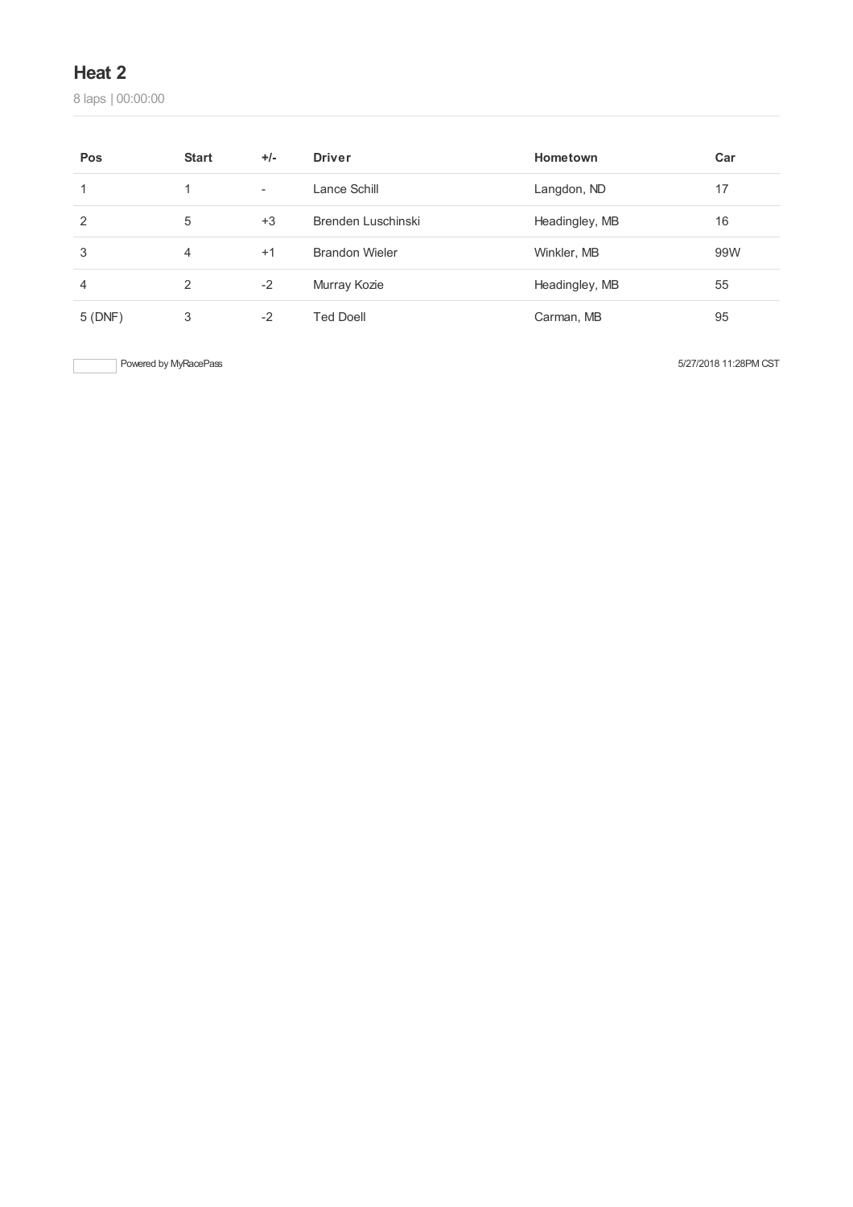## Heat 2

8 laps | 00:00:00

| Pos | Start | +/- | Driver | Hometown | Car |
|---|---|---|---|---|---|
| 1 | 1 | - | Lance Schill | Langdon, ND | 17 |
| 2 | 5 | +3 | Brenden Luschinski | Headingley, MB | 16 |
| 3 | 4 | +1 | Brandon Wieler | Winkler, MB | 99W |
| 4 | 2 | -2 | Murray Kozie | Headingley, MB | 55 |
| 5 (DNF) | 3 | -2 | Ted Doell | Carman, MB | 95 |

Powered by MyRacePass

5/27/2018 11:28PM CST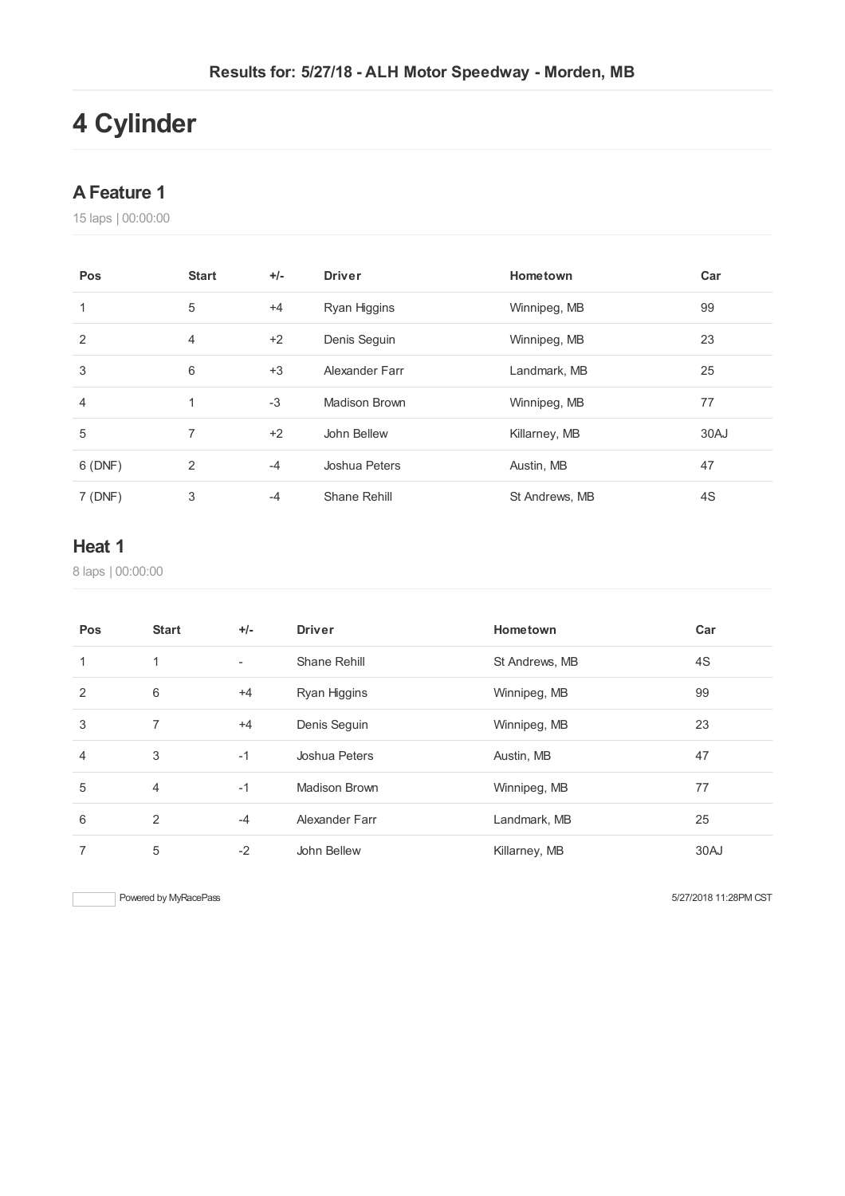Results for: 5/27/18 - ALH Motor Speedway - Morden, MB

# 4 Cylinder

## A Feature 1

15 laps | 00:00:00

| Pos | Start | +/- | Driver | Hometown | Car |
|---|---|---|---|---|---|
| 1 | 5 | +4 | Ryan Higgins | Winnipeg, MB | 99 |
| 2 | 4 | +2 | Denis Seguin | Winnipeg, MB | 23 |
| 3 | 6 | +3 | Alexander Farr | Landmark, MB | 25 |
| 4 | 1 | -3 | Madison Brown | Winnipeg, MB | 77 |
| 5 | 7 | +2 | John Bellew | Killarney, MB | 30AJ |
| 6 (DNF) | 2 | -4 | Joshua Peters | Austin, MB | 47 |
| 7 (DNF) | 3 | -4 | Shane Rehill | St Andrews, MB | 4S |

## Heat 1

8 laps | 00:00:00

| Pos | Start | +/- | Driver | Hometown | Car |
|---|---|---|---|---|---|
| 1 | 1 | - | Shane Rehill | St Andrews, MB | 4S |
| 2 | 6 | +4 | Ryan Higgins | Winnipeg, MB | 99 |
| 3 | 7 | +4 | Denis Seguin | Winnipeg, MB | 23 |
| 4 | 3 | -1 | Joshua Peters | Austin, MB | 47 |
| 5 | 4 | -1 | Madison Brown | Winnipeg, MB | 77 |
| 6 | 2 | -4 | Alexander Farr | Landmark, MB | 25 |
| 7 | 5 | -2 | John Bellew | Killarney, MB | 30AJ |

Powered by MyRacePass

5/27/2018 11:28PM CST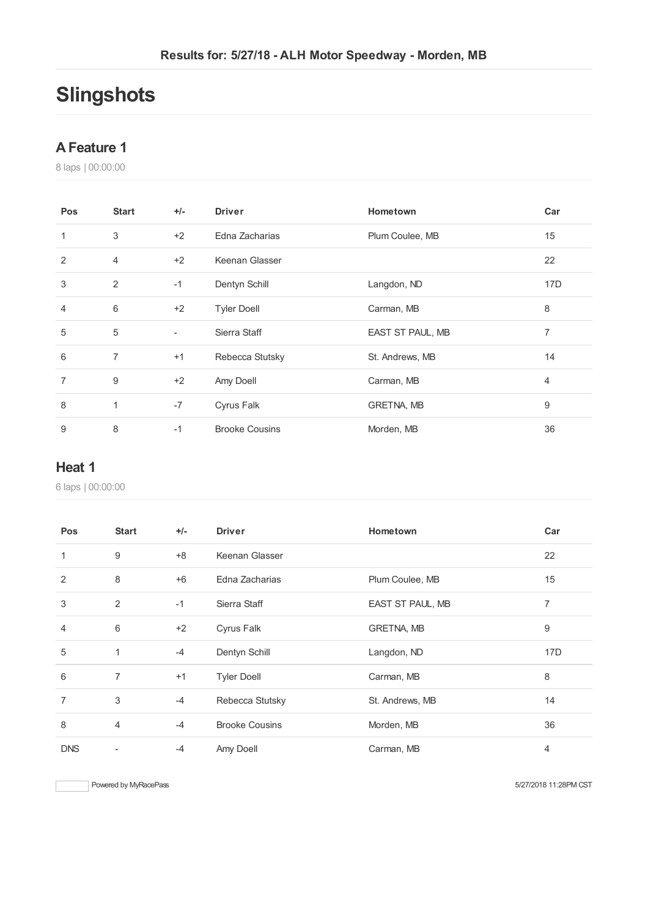Results for: 5/27/18 - ALH Motor Speedway - Morden, MB

# Slingshots

## A Feature 1

8 laps | 00:00:00

| Pos | Start | +/- | Driver | Hometown | Car |
|---|---|---|---|---|---|
| 1 | 3 | +2 | Edna Zacharias | Plum Coulee, MB | 15 |
| 2 | 4 | +2 | Keenan Glasser | | 22 |
| 3 | 2 | -1 | Dentyn Schill | Langdon, ND | 17D |
| 4 | 6 | +2 | Tyler Doell | Carman, MB | 8 |
| 5 | 5 | - | Sierra Staff | EAST ST PAUL, MB | 7 |
| 6 | 7 | +1 | Rebecca Stutsky | St. Andrews, MB | 14 |
| 7 | 9 | +2 | Amy Doell | Carman, MB | 4 |
| 8 | 1 | -7 | Cyrus Falk | GRETNA, MB | 9 |
| 9 | 8 | -1 | Brooke Cousins | Morden, MB | 36 |

## Heat 1

6 laps | 00:00:00

| Pos | Start | +/- | Driver | Hometown | Car |
|---|---|---|---|---|---|
| 1 | 9 | +8 | Keenan Glasser | | 22 |
| 2 | 8 | +6 | Edna Zacharias | Plum Coulee, MB | 15 |
| 3 | 2 | -1 | Sierra Staff | EAST ST PAUL, MB | 7 |
| 4 | 6 | +2 | Cyrus Falk | GRETNA, MB | 9 |
| 5 | 1 | -4 | Dentyn Schill | Langdon, ND | 17D |
| 6 | 7 | +1 | Tyler Doell | Carman, MB | 8 |
| 7 | 3 | -4 | Rebecca Stutsky | St. Andrews, MB | 14 |
| 8 | 4 | -4 | Brooke Cousins | Morden, MB | 36 |
| DNS | - | -4 | Amy Doell | Carman, MB | 4 |

Powered by MyRacePass

5/27/2018 11:28PM CST